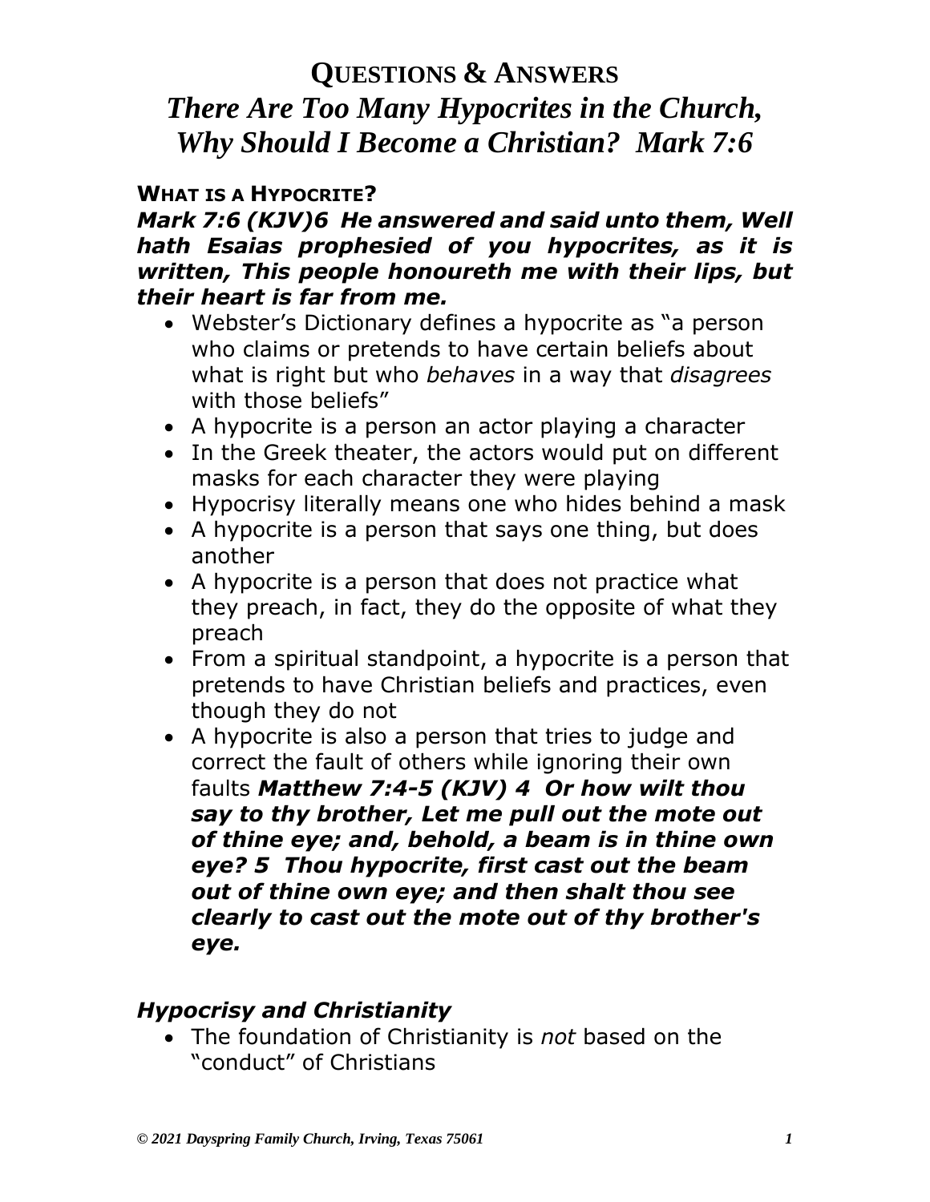# Questions & Answers

# *There Are Too Many Hypocrites in the Church, Why Should I Become a Christian? Mark 7:6*

## What is a Hypocrite?

***Mark 7:6 (KJV)6 He answered and said unto them, Well hath Esaias prophesied of you hypocrites, as it is written, This people honoureth me with their lips, but their heart is far from me.***

- Webster's Dictionary defines a hypocrite as "a person who claims or pretends to have certain beliefs about what is right but who *behaves* in a way that *disagrees* with those beliefs"
- A hypocrite is a person an actor playing a character
- In the Greek theater, the actors would put on different masks for each character they were playing
- Hypocrisy literally means one who hides behind a mask
- A hypocrite is a person that says one thing, but does another
- A hypocrite is a person that does not practice what they preach, in fact, they do the opposite of what they preach
- From a spiritual standpoint, a hypocrite is a person that pretends to have Christian beliefs and practices, even though they do not
- A hypocrite is also a person that tries to judge and correct the fault of others while ignoring their own faults ***Matthew 7:4-5 (KJV) 4 Or how wilt thou say to thy brother, Let me pull out the mote out of thine eye; and, behold, a beam is in thine own eye? 5 Thou hypocrite, first cast out the beam out of thine own eye; and then shalt thou see clearly to cast out the mote out of thy brother's eye.***

## *Hypocrisy and Christianity*

- The foundation of Christianity is *not* based on the "conduct" of Christians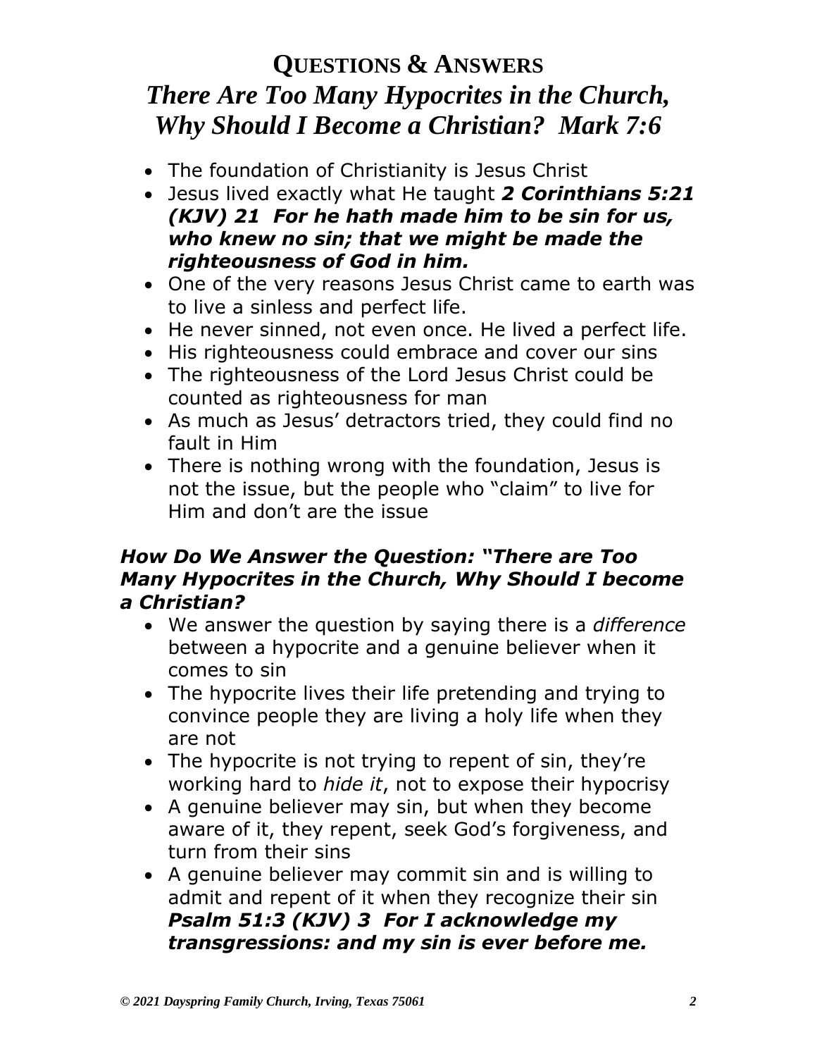# Questions & Answers

## *There Are Too Many Hypocrites in the Church, Why Should I Become a Christian? Mark 7:6*

- The foundation of Christianity is Jesus Christ
- Jesus lived exactly what He taught ***2 Corinthians 5:21 (KJV) 21 For he hath made him to be sin for us, who knew no sin; that we might be made the righteousness of God in him.***
- One of the very reasons Jesus Christ came to earth was to live a sinless and perfect life.
- He never sinned, not even once. He lived a perfect life.
- His righteousness could embrace and cover our sins
- The righteousness of the Lord Jesus Christ could be counted as righteousness for man
- As much as Jesus' detractors tried, they could find no fault in Him
- There is nothing wrong with the foundation, Jesus is not the issue, but the people who "claim" to live for Him and don't are the issue

### *How Do We Answer the Question: "There are Too Many Hypocrites in the Church, Why Should I become a Christian?*

- We answer the question by saying there is a *difference* between a hypocrite and a genuine believer when it comes to sin
- The hypocrite lives their life pretending and trying to convince people they are living a holy life when they are not
- The hypocrite is not trying to repent of sin, they're working hard to *hide it*, not to expose their hypocrisy
- A genuine believer may sin, but when they become aware of it, they repent, seek God's forgiveness, and turn from their sins
- A genuine believer may commit sin and is willing to admit and repent of it when they recognize their sin ***Psalm 51:3 (KJV) 3 For I acknowledge my transgressions: and my sin is ever before me.***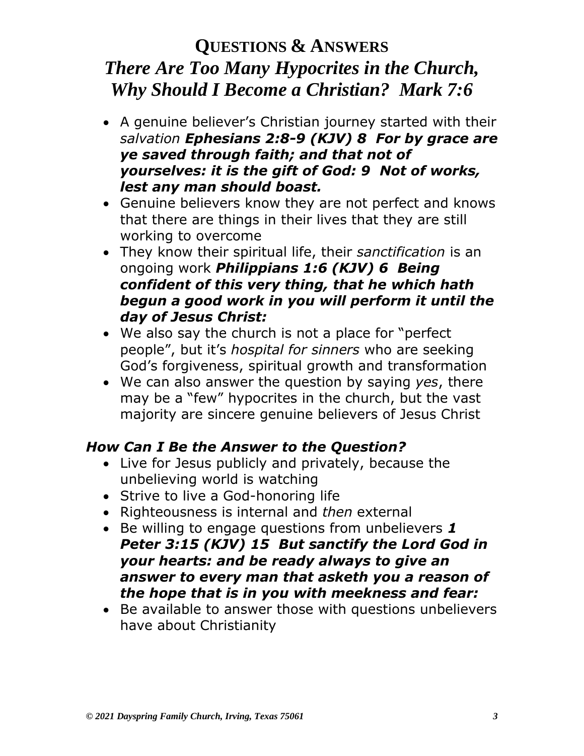# Questions & Answers

## *There Are Too Many Hypocrites in the Church, Why Should I Become a Christian? Mark 7:6*

- A genuine believer's Christian journey started with their *salvation* ***Ephesians 2:8-9 (KJV) 8 For by grace are ye saved through faith; and that not of yourselves: it is the gift of God: 9 Not of works, lest any man should boast.***
- Genuine believers know they are not perfect and knows that there are things in their lives that they are still working to overcome
- They know their spiritual life, their *sanctification* is an ongoing work ***Philippians 1:6 (KJV) 6 Being confident of this very thing, that he which hath begun a good work in you will perform it until the day of Jesus Christ:***
- We also say the church is not a place for "perfect people", but it's *hospital for sinners* who are seeking God's forgiveness, spiritual growth and transformation
- We can also answer the question by saying *yes*, there may be a "few" hypocrites in the church, but the vast majority are sincere genuine believers of Jesus Christ

### *How Can I Be the Answer to the Question?*

- Live for Jesus publicly and privately, because the unbelieving world is watching
- Strive to live a God-honoring life
- Righteousness is internal and *then* external
- Be willing to engage questions from unbelievers ***1 Peter 3:15 (KJV) 15 But sanctify the Lord God in your hearts: and be ready always to give an answer to every man that asketh you a reason of the hope that is in you with meekness and fear:***
- Be available to answer those with questions unbelievers have about Christianity

*© 2021 Dayspring Family Church, Irving, Texas 75061*